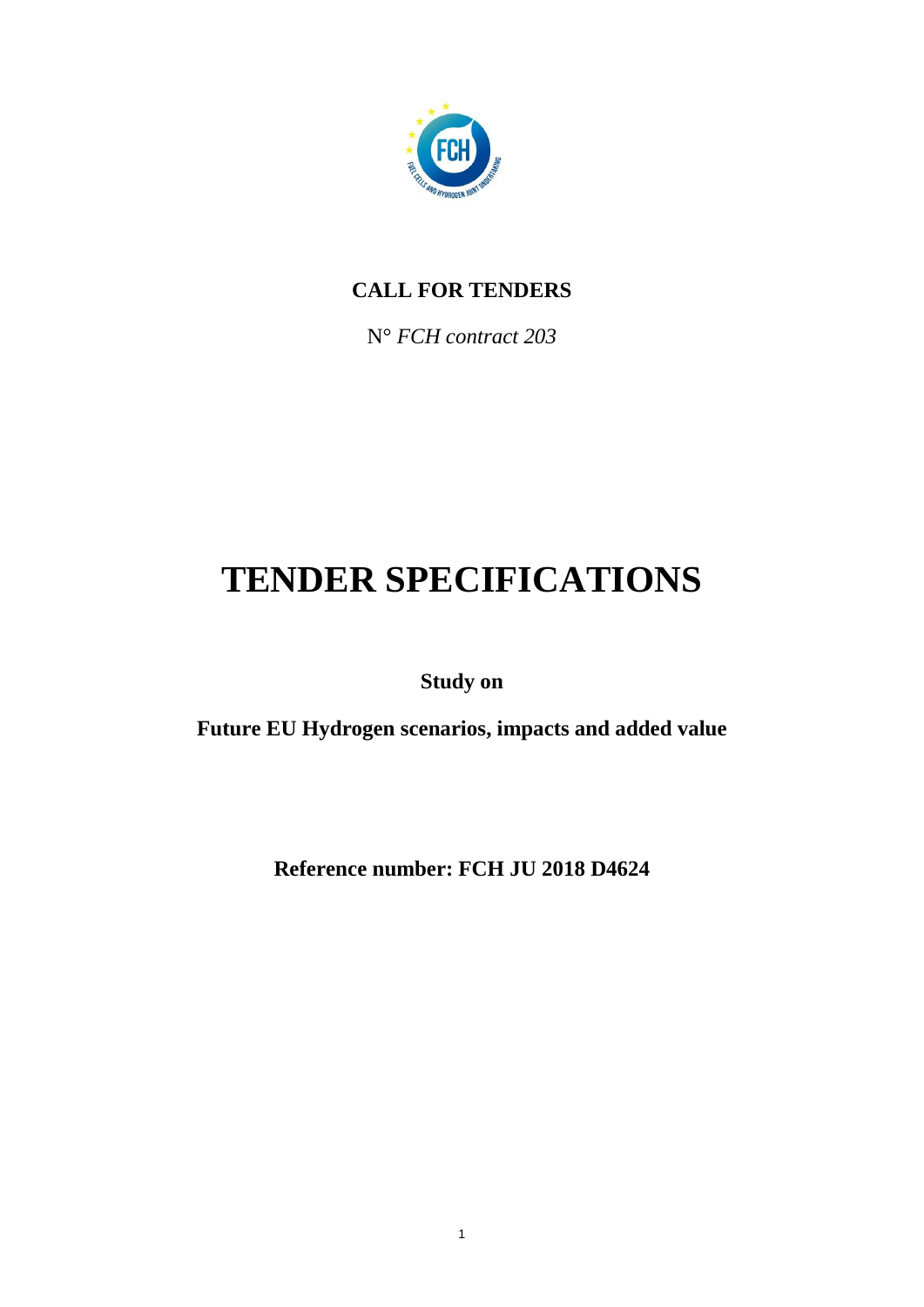**CALL FOR TENDERS**

N° *FCH contract 203*

# TENDER SPECIFICATIONS

**Study on**

**Future EU Hydrogen scenarios, impacts and added value**

**Reference number: FCH JU 2018 D4624**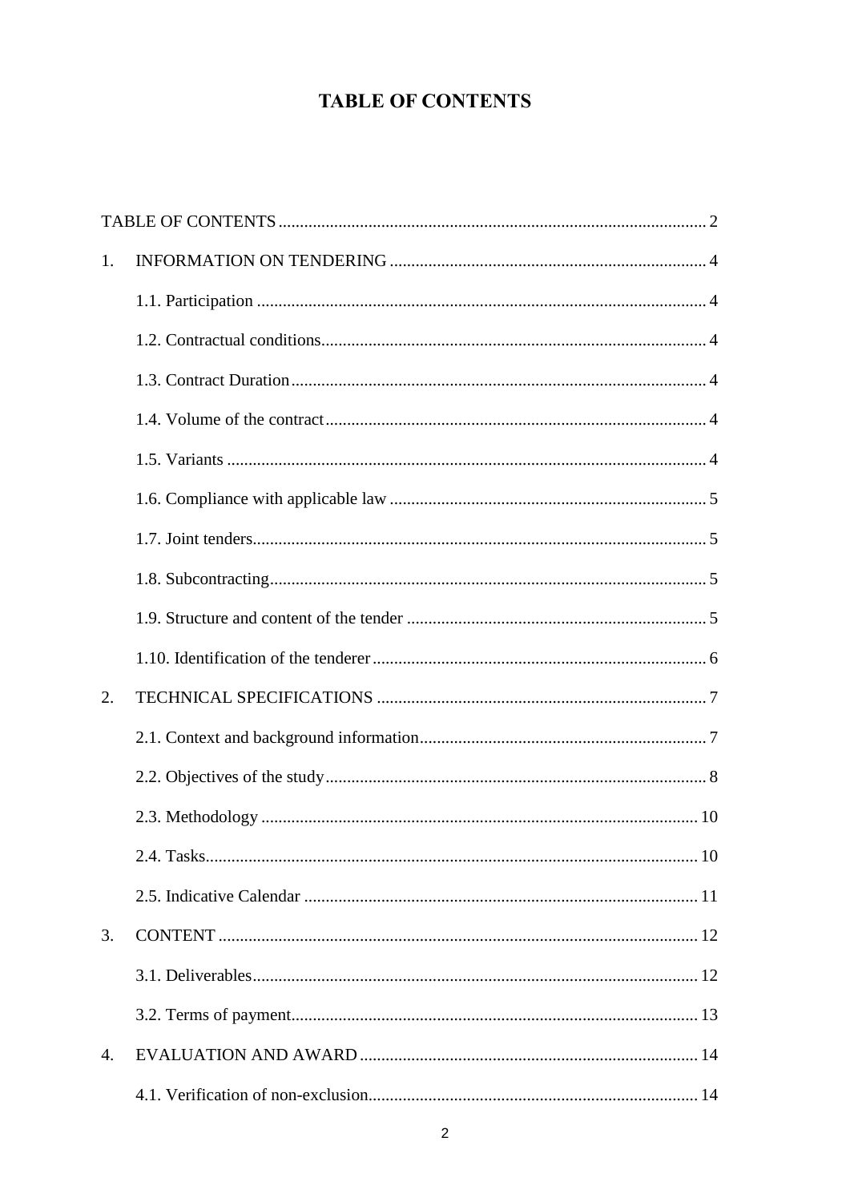# TABLE OF CONTENTS

TABLE OF CONTENTS ... 2

1. INFORMATION ON TENDERING ... 4
   - 1.1. Participation ... 4
   - 1.2. Contractual conditions ... 4
   - 1.3. Contract Duration ... 4
   - 1.4. Volume of the contract ... 4
   - 1.5. Variants ... 4
   - 1.6. Compliance with applicable law ... 5
   - 1.7. Joint tenders ... 5
   - 1.8. Subcontracting ... 5
   - 1.9. Structure and content of the tender ... 5
   - 1.10. Identification of the tenderer ... 6
2. TECHNICAL SPECIFICATIONS ... 7
   - 2.1. Context and background information ... 7
   - 2.2. Objectives of the study ... 8
   - 2.3. Methodology ... 10
   - 2.4. Tasks ... 10
   - 2.5. Indicative Calendar ... 11
3. CONTENT ... 12
   - 3.1. Deliverables ... 12
   - 3.2. Terms of payment ... 13
4. EVALUATION AND AWARD ... 14
   - 4.1. Verification of non-exclusion ... 14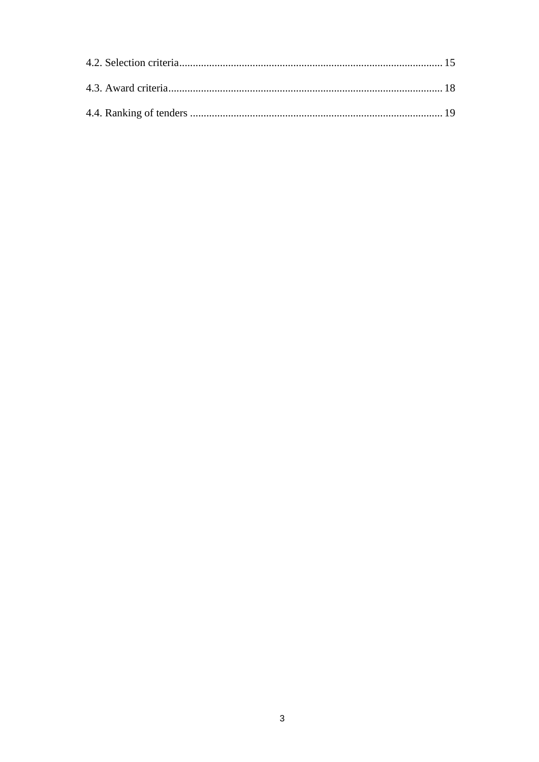4.2. Selection criteria................................................................................................ 15

4.3. Award criteria...................................................................................................... 18

4.4. Ranking of tenders .............................................................................................. 19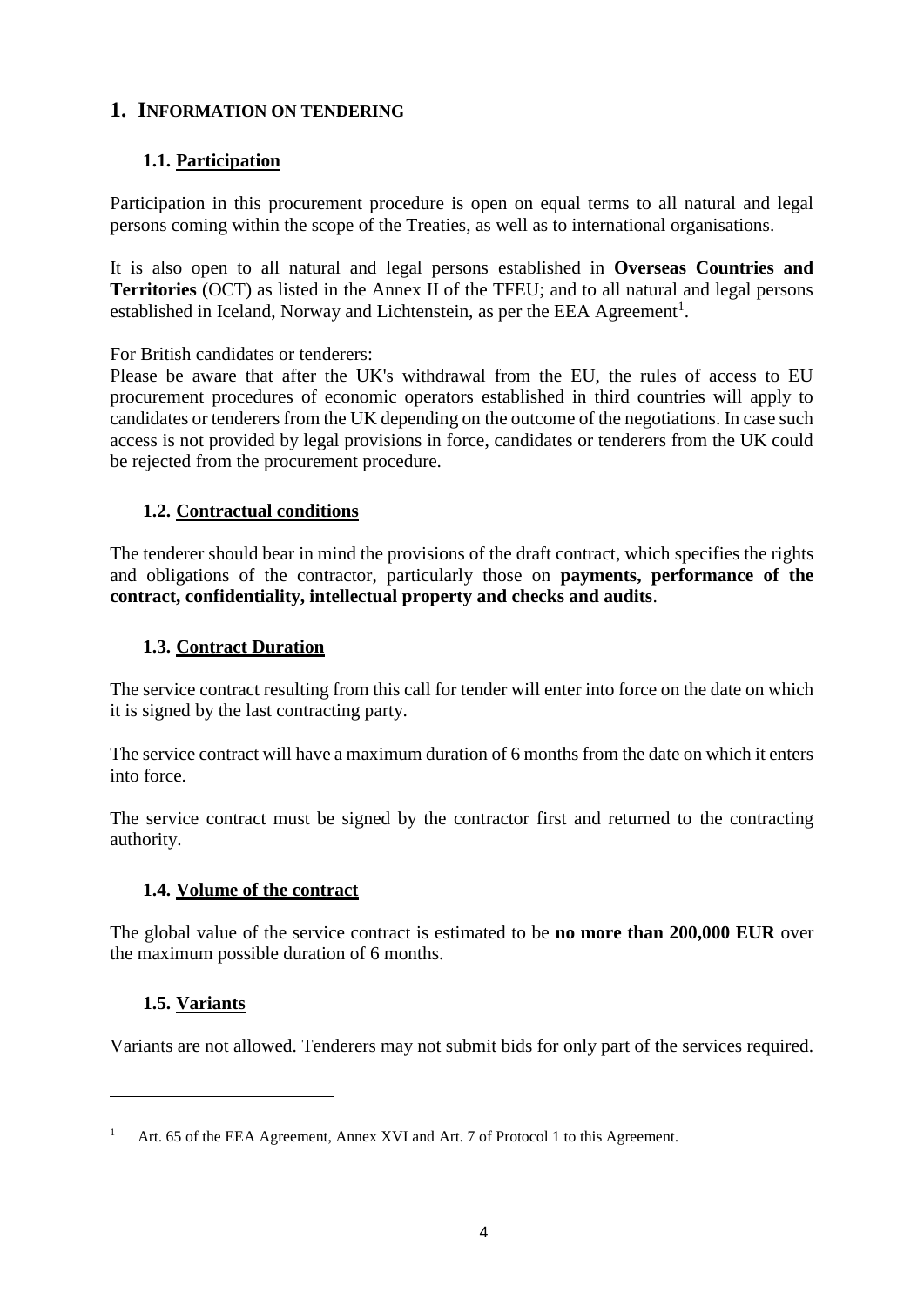# 1. INFORMATION ON TENDERING

## 1.1. Participation

Participation in this procurement procedure is open on equal terms to all natural and legal persons coming within the scope of the Treaties, as well as to international organisations.

It is also open to all natural and legal persons established in **Overseas Countries and Territories** (OCT) as listed in the Annex II of the TFEU; and to all natural and legal persons established in Iceland, Norway and Lichtenstein, as per the EEA Agreement[1].

For British candidates or tenderers:
Please be aware that after the UK's withdrawal from the EU, the rules of access to EU procurement procedures of economic operators established in third countries will apply to candidates or tenderers from the UK depending on the outcome of the negotiations. In case such access is not provided by legal provisions in force, candidates or tenderers from the UK could be rejected from the procurement procedure.

## 1.2. Contractual conditions

The tenderer should bear in mind the provisions of the draft contract, which specifies the rights and obligations of the contractor, particularly those on **payments, performance of the contract, confidentiality, intellectual property and checks and audits**.

## 1.3. Contract Duration

The service contract resulting from this call for tender will enter into force on the date on which it is signed by the last contracting party.

The service contract will have a maximum duration of 6 months from the date on which it enters into force.

The service contract must be signed by the contractor first and returned to the contracting authority.

## 1.4. Volume of the contract

The global value of the service contract is estimated to be **no more than 200,000 EUR** over the maximum possible duration of 6 months.

## 1.5. Variants

Variants are not allowed. Tenderers may not submit bids for only part of the services required.

---

[1] Art. 65 of the EEA Agreement, Annex XVI and Art. 7 of Protocol 1 to this Agreement.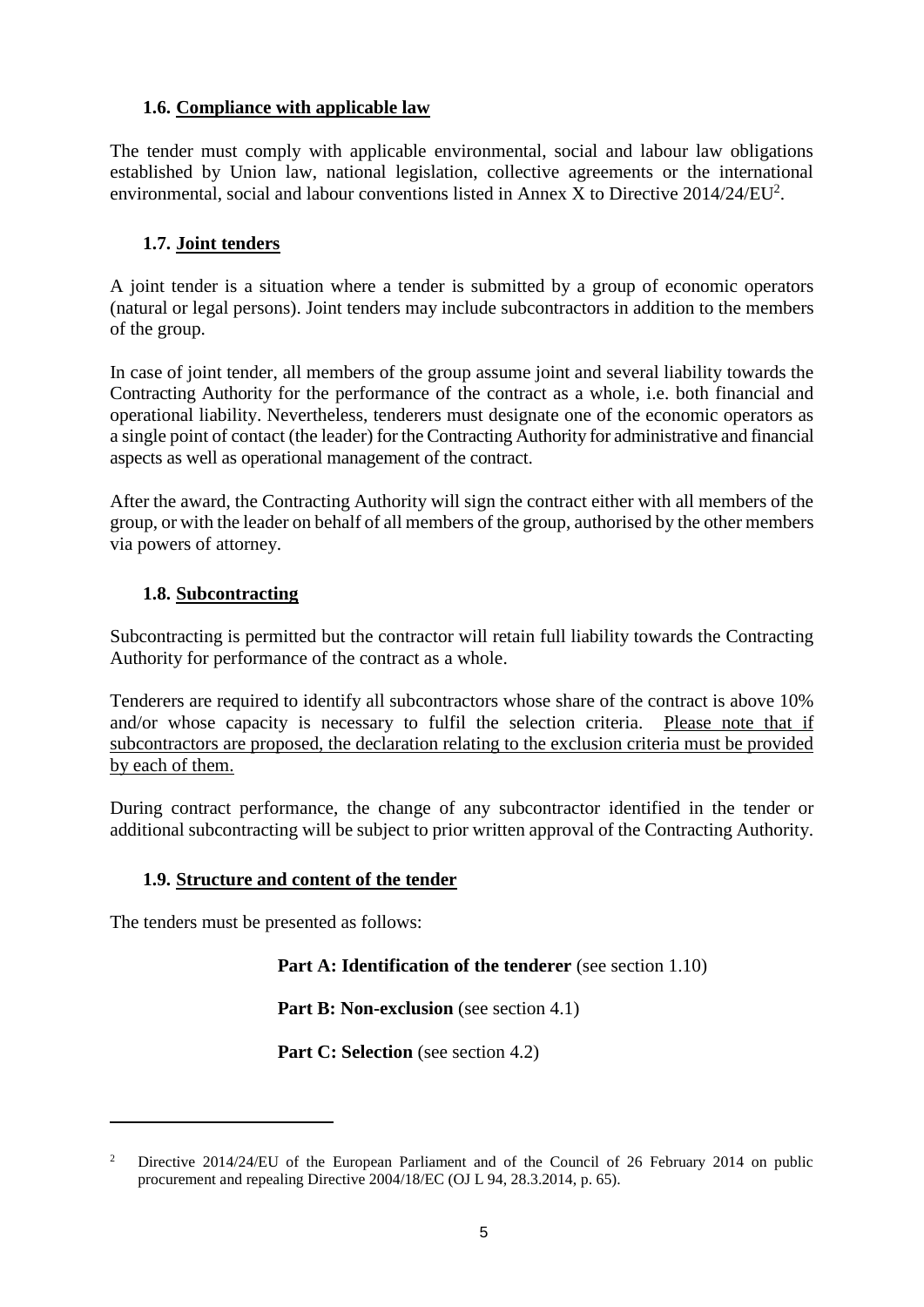### 1.6. Compliance with applicable law

The tender must comply with applicable environmental, social and labour law obligations established by Union law, national legislation, collective agreements or the international environmental, social and labour conventions listed in Annex X to Directive 2014/24/EU[2].

### 1.7. Joint tenders

A joint tender is a situation where a tender is submitted by a group of economic operators (natural or legal persons). Joint tenders may include subcontractors in addition to the members of the group.

In case of joint tender, all members of the group assume joint and several liability towards the Contracting Authority for the performance of the contract as a whole, i.e. both financial and operational liability. Nevertheless, tenderers must designate one of the economic operators as a single point of contact (the leader) for the Contracting Authority for administrative and financial aspects as well as operational management of the contract.

After the award, the Contracting Authority will sign the contract either with all members of the group, or with the leader on behalf of all members of the group, authorised by the other members via powers of attorney.

### 1.8. Subcontracting

Subcontracting is permitted but the contractor will retain full liability towards the Contracting Authority for performance of the contract as a whole.

Tenderers are required to identify all subcontractors whose share of the contract is above 10% and/or whose capacity is necessary to fulfil the selection criteria. Please note that if subcontractors are proposed, the declaration relating to the exclusion criteria must be provided by each of them.

During contract performance, the change of any subcontractor identified in the tender or additional subcontracting will be subject to prior written approval of the Contracting Authority.

### 1.9. Structure and content of the tender

The tenders must be presented as follows:

**Part A: Identification of the tenderer** (see section 1.10)

**Part B: Non-exclusion** (see section 4.1)

**Part C: Selection** (see section 4.2)

---

[2] Directive 2014/24/EU of the European Parliament and of the Council of 26 February 2014 on public procurement and repealing Directive 2004/18/EC (OJ L 94, 28.3.2014, p. 65).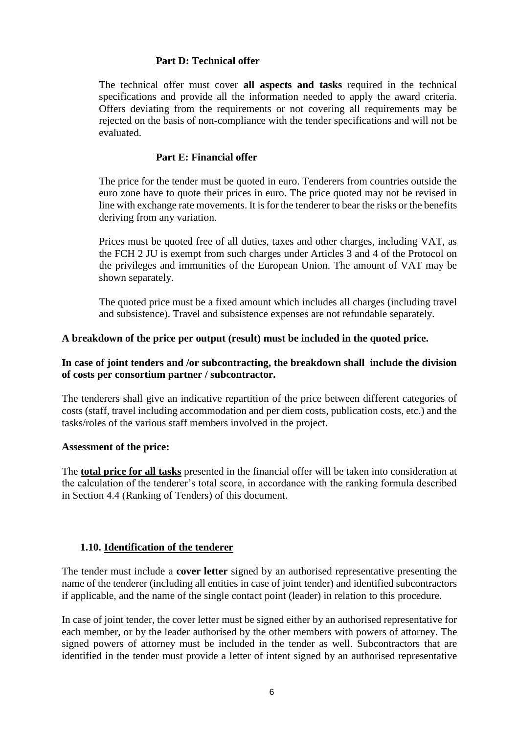### Part D: Technical offer

The technical offer must cover **all aspects and tasks** required in the technical specifications and provide all the information needed to apply the award criteria. Offers deviating from the requirements or not covering all requirements may be rejected on the basis of non-compliance with the tender specifications and will not be evaluated.

### Part E: Financial offer

The price for the tender must be quoted in euro. Tenderers from countries outside the euro zone have to quote their prices in euro. The price quoted may not be revised in line with exchange rate movements. It is for the tenderer to bear the risks or the benefits deriving from any variation.

Prices must be quoted free of all duties, taxes and other charges, including VAT, as the FCH 2 JU is exempt from such charges under Articles 3 and 4 of the Protocol on the privileges and immunities of the European Union. The amount of VAT may be shown separately.

The quoted price must be a fixed amount which includes all charges (including travel and subsistence). Travel and subsistence expenses are not refundable separately.

**A breakdown of the price per output (result) must be included in the quoted price.**

**In case of joint tenders and /or subcontracting, the breakdown shall include the division of costs per consortium partner / subcontractor.**

The tenderers shall give an indicative repartition of the price between different categories of costs (staff, travel including accommodation and per diem costs, publication costs, etc.) and the tasks/roles of the various staff members involved in the project.

**Assessment of the price:**

The **total price for all tasks** presented in the financial offer will be taken into consideration at the calculation of the tenderer's total score, in accordance with the ranking formula described in Section 4.4 (Ranking of Tenders) of this document.

## 1.10. Identification of the tenderer

The tender must include a **cover letter** signed by an authorised representative presenting the name of the tenderer (including all entities in case of joint tender) and identified subcontractors if applicable, and the name of the single contact point (leader) in relation to this procedure.

In case of joint tender, the cover letter must be signed either by an authorised representative for each member, or by the leader authorised by the other members with powers of attorney. The signed powers of attorney must be included in the tender as well. Subcontractors that are identified in the tender must provide a letter of intent signed by an authorised representative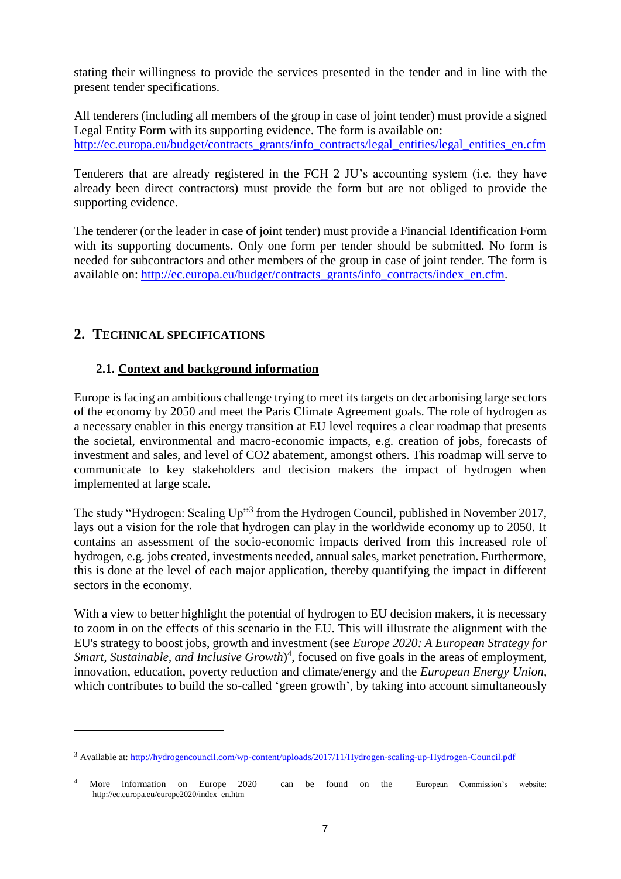stating their willingness to provide the services presented in the tender and in line with the present tender specifications.

All tenderers (including all members of the group in case of joint tender) must provide a signed Legal Entity Form with its supporting evidence. The form is available on: http://ec.europa.eu/budget/contracts_grants/info_contracts/legal_entities/legal_entities_en.cfm

Tenderers that are already registered in the FCH 2 JU's accounting system (i.e. they have already been direct contractors) must provide the form but are not obliged to provide the supporting evidence.

The tenderer (or the leader in case of joint tender) must provide a Financial Identification Form with its supporting documents. Only one form per tender should be submitted. No form is needed for subcontractors and other members of the group in case of joint tender. The form is available on: http://ec.europa.eu/budget/contracts_grants/info_contracts/index_en.cfm.

## 2. TECHNICAL SPECIFICATIONS

### 2.1. Context and background information

Europe is facing an ambitious challenge trying to meet its targets on decarbonising large sectors of the economy by 2050 and meet the Paris Climate Agreement goals. The role of hydrogen as a necessary enabler in this energy transition at EU level requires a clear roadmap that presents the societal, environmental and macro-economic impacts, e.g. creation of jobs, forecasts of investment and sales, and level of CO2 abatement, amongst others. This roadmap will serve to communicate to key stakeholders and decision makers the impact of hydrogen when implemented at large scale.

The study "Hydrogen: Scaling Up"[3] from the Hydrogen Council, published in November 2017, lays out a vision for the role that hydrogen can play in the worldwide economy up to 2050. It contains an assessment of the socio-economic impacts derived from this increased role of hydrogen, e.g. jobs created, investments needed, annual sales, market penetration. Furthermore, this is done at the level of each major application, thereby quantifying the impact in different sectors in the economy.

With a view to better highlight the potential of hydrogen to EU decision makers, it is necessary to zoom in on the effects of this scenario in the EU. This will illustrate the alignment with the EU's strategy to boost jobs, growth and investment (see *Europe 2020: A European Strategy for Smart, Sustainable, and Inclusive Growth*)[4], focused on five goals in the areas of employment, innovation, education, poverty reduction and climate/energy and the *European Energy Union,* which contributes to build the so-called 'green growth', by taking into account simultaneously

---

[3] Available at: http://hydrogencouncil.com/wp-content/uploads/2017/11/Hydrogen-scaling-up-Hydrogen-Council.pdf

[4] More information on Europe 2020 can be found on the European Commission's website: http://ec.europa.eu/europe2020/index_en.htm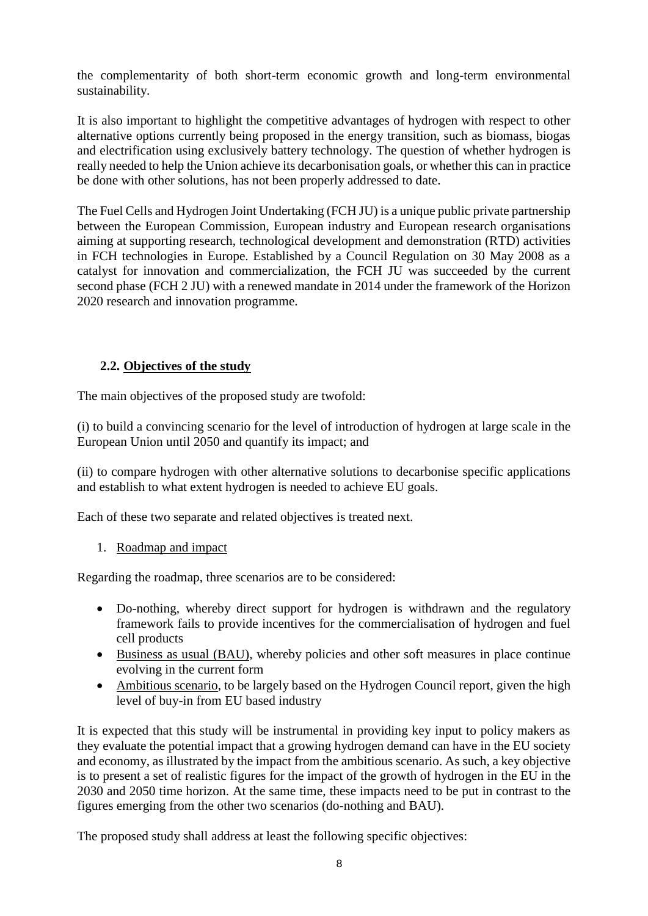the complementarity of both short-term economic growth and long-term environmental sustainability.

It is also important to highlight the competitive advantages of hydrogen with respect to other alternative options currently being proposed in the energy transition, such as biomass, biogas and electrification using exclusively battery technology. The question of whether hydrogen is really needed to help the Union achieve its decarbonisation goals, or whether this can in practice be done with other solutions, has not been properly addressed to date.

The Fuel Cells and Hydrogen Joint Undertaking (FCH JU) is a unique public private partnership between the European Commission, European industry and European research organisations aiming at supporting research, technological development and demonstration (RTD) activities in FCH technologies in Europe. Established by a Council Regulation on 30 May 2008 as a catalyst for innovation and commercialization, the FCH JU was succeeded by the current second phase (FCH 2 JU) with a renewed mandate in 2014 under the framework of the Horizon 2020 research and innovation programme.

### 2.2. Objectives of the study

The main objectives of the proposed study are twofold:

(i) to build a convincing scenario for the level of introduction of hydrogen at large scale in the European Union until 2050 and quantify its impact; and

(ii) to compare hydrogen with other alternative solutions to decarbonise specific applications and establish to what extent hydrogen is needed to achieve EU goals.

Each of these two separate and related objectives is treated next.

1. Roadmap and impact

Regarding the roadmap, three scenarios are to be considered:

- Do-nothing, whereby direct support for hydrogen is withdrawn and the regulatory framework fails to provide incentives for the commercialisation of hydrogen and fuel cell products
- Business as usual (BAU), whereby policies and other soft measures in place continue evolving in the current form
- Ambitious scenario, to be largely based on the Hydrogen Council report, given the high level of buy-in from EU based industry

It is expected that this study will be instrumental in providing key input to policy makers as they evaluate the potential impact that a growing hydrogen demand can have in the EU society and economy, as illustrated by the impact from the ambitious scenario. As such, a key objective is to present a set of realistic figures for the impact of the growth of hydrogen in the EU in the 2030 and 2050 time horizon. At the same time, these impacts need to be put in contrast to the figures emerging from the other two scenarios (do-nothing and BAU).

The proposed study shall address at least the following specific objectives: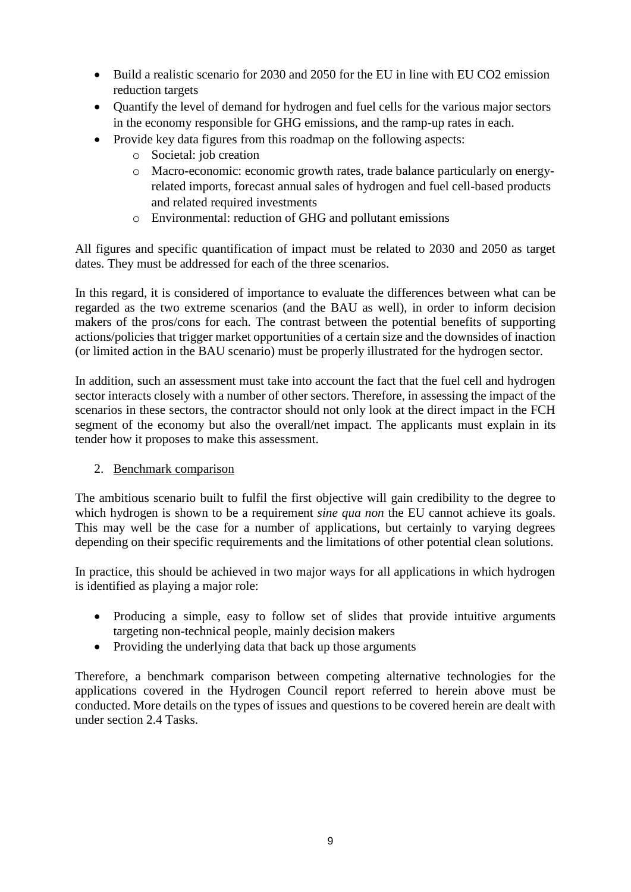- Build a realistic scenario for 2030 and 2050 for the EU in line with EU CO2 emission reduction targets
- Quantify the level of demand for hydrogen and fuel cells for the various major sectors in the economy responsible for GHG emissions, and the ramp-up rates in each.
- Provide key data figures from this roadmap on the following aspects:
  - Societal: job creation
  - Macro-economic: economic growth rates, trade balance particularly on energy-related imports, forecast annual sales of hydrogen and fuel cell-based products and related required investments
  - Environmental: reduction of GHG and pollutant emissions

All figures and specific quantification of impact must be related to 2030 and 2050 as target dates. They must be addressed for each of the three scenarios.

In this regard, it is considered of importance to evaluate the differences between what can be regarded as the two extreme scenarios (and the BAU as well), in order to inform decision makers of the pros/cons for each. The contrast between the potential benefits of supporting actions/policies that trigger market opportunities of a certain size and the downsides of inaction (or limited action in the BAU scenario) must be properly illustrated for the hydrogen sector.

In addition, such an assessment must take into account the fact that the fuel cell and hydrogen sector interacts closely with a number of other sectors. Therefore, in assessing the impact of the scenarios in these sectors, the contractor should not only look at the direct impact in the FCH segment of the economy but also the overall/net impact. The applicants must explain in its tender how it proposes to make this assessment.

2. <u>Benchmark comparison</u>

The ambitious scenario built to fulfil the first objective will gain credibility to the degree to which hydrogen is shown to be a requirement *sine qua non* the EU cannot achieve its goals. This may well be the case for a number of applications, but certainly to varying degrees depending on their specific requirements and the limitations of other potential clean solutions.

In practice, this should be achieved in two major ways for all applications in which hydrogen is identified as playing a major role:

- Producing a simple, easy to follow set of slides that provide intuitive arguments targeting non-technical people, mainly decision makers
- Providing the underlying data that back up those arguments

Therefore, a benchmark comparison between competing alternative technologies for the applications covered in the Hydrogen Council report referred to herein above must be conducted. More details on the types of issues and questions to be covered herein are dealt with under section 2.4 Tasks.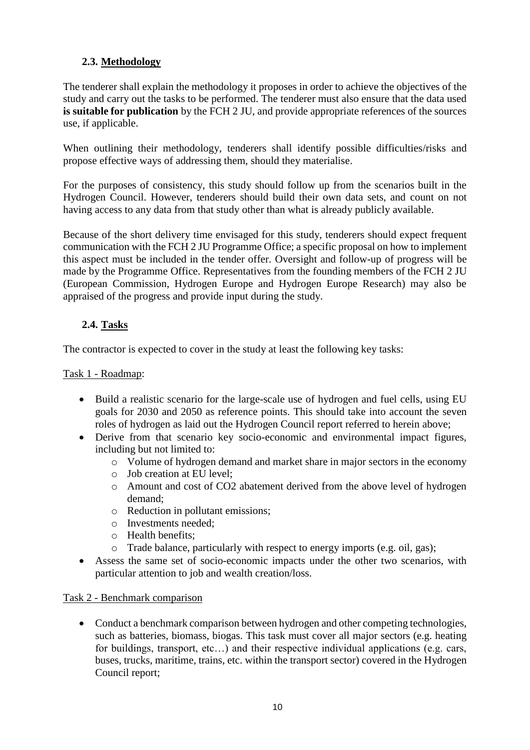## 2.3. Methodology

The tenderer shall explain the methodology it proposes in order to achieve the objectives of the study and carry out the tasks to be performed. The tenderer must also ensure that the data used **is suitable for publication** by the FCH 2 JU, and provide appropriate references of the sources use, if applicable.

When outlining their methodology, tenderers shall identify possible difficulties/risks and propose effective ways of addressing them, should they materialise.

For the purposes of consistency, this study should follow up from the scenarios built in the Hydrogen Council. However, tenderers should build their own data sets, and count on not having access to any data from that study other than what is already publicly available.

Because of the short delivery time envisaged for this study, tenderers should expect frequent communication with the FCH 2 JU Programme Office; a specific proposal on how to implement this aspect must be included in the tender offer. Oversight and follow-up of progress will be made by the Programme Office. Representatives from the founding members of the FCH 2 JU (European Commission, Hydrogen Europe and Hydrogen Europe Research) may also be appraised of the progress and provide input during the study.

## 2.4. Tasks

The contractor is expected to cover in the study at least the following key tasks:

Task 1 - Roadmap:

- Build a realistic scenario for the large-scale use of hydrogen and fuel cells, using EU goals for 2030 and 2050 as reference points. This should take into account the seven roles of hydrogen as laid out the Hydrogen Council report referred to herein above;
- Derive from that scenario key socio-economic and environmental impact figures, including but not limited to:
  - Volume of hydrogen demand and market share in major sectors in the economy
  - Job creation at EU level;
  - Amount and cost of CO2 abatement derived from the above level of hydrogen demand;
  - Reduction in pollutant emissions;
  - Investments needed;
  - Health benefits;
  - Trade balance, particularly with respect to energy imports (e.g. oil, gas);
- Assess the same set of socio-economic impacts under the other two scenarios, with particular attention to job and wealth creation/loss.

Task 2 - Benchmark comparison

- Conduct a benchmark comparison between hydrogen and other competing technologies, such as batteries, biomass, biogas. This task must cover all major sectors (e.g. heating for buildings, transport, etc…) and their respective individual applications (e.g. cars, buses, trucks, maritime, trains, etc. within the transport sector) covered in the Hydrogen Council report;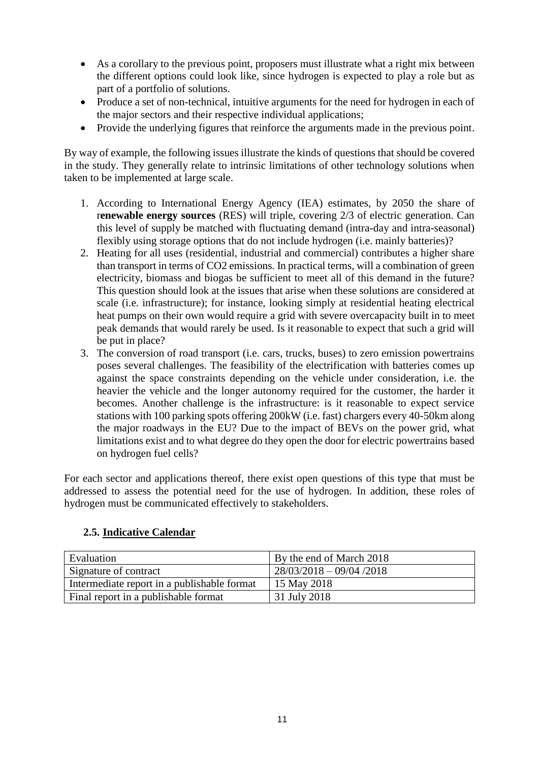- As a corollary to the previous point, proposers must illustrate what a right mix between the different options could look like, since hydrogen is expected to play a role but as part of a portfolio of solutions.
- Produce a set of non-technical, intuitive arguments for the need for hydrogen in each of the major sectors and their respective individual applications;
- Provide the underlying figures that reinforce the arguments made in the previous point.

By way of example, the following issues illustrate the kinds of questions that should be covered in the study. They generally relate to intrinsic limitations of other technology solutions when taken to be implemented at large scale.

1. According to International Energy Agency (IEA) estimates, by 2050 the share of r**enewable energy sources** (RES) will triple, covering 2/3 of electric generation. Can this level of supply be matched with fluctuating demand (intra-day and intra-seasonal) flexibly using storage options that do not include hydrogen (i.e. mainly batteries)?
2. Heating for all uses (residential, industrial and commercial) contributes a higher share than transport in terms of $CO_2$ emissions. In practical terms, will a combination of green electricity, biomass and biogas be sufficient to meet all of this demand in the future? This question should look at the issues that arise when these solutions are considered at scale (i.e. infrastructure); for instance, looking simply at residential heating electrical heat pumps on their own would require a grid with severe overcapacity built in to meet peak demands that would rarely be used. Is it reasonable to expect that such a grid will be put in place?
3. The conversion of road transport (i.e. cars, trucks, buses) to zero emission powertrains poses several challenges. The feasibility of the electrification with batteries comes up against the space constraints depending on the vehicle under consideration, i.e. the heavier the vehicle and the longer autonomy required for the customer, the harder it becomes. Another challenge is the infrastructure: is it reasonable to expect service stations with 100 parking spots offering 200kW (i.e. fast) chargers every 40-50km along the major roadways in the EU? Due to the impact of BEVs on the power grid, what limitations exist and to what degree do they open the door for electric powertrains based on hydrogen fuel cells?

For each sector and applications thereof, there exist open questions of this type that must be addressed to assess the potential need for the use of hydrogen. In addition, these roles of hydrogen must be communicated effectively to stakeholders.

### 2.5. Indicative Calendar

| Evaluation | By the end of March 2018 |
|---|---|
| Signature of contract | 28/03/2018 – 09/04 /2018 |
| Intermediate report in a publishable format | 15 May 2018 |
| Final report in a publishable format | 31 July 2018 |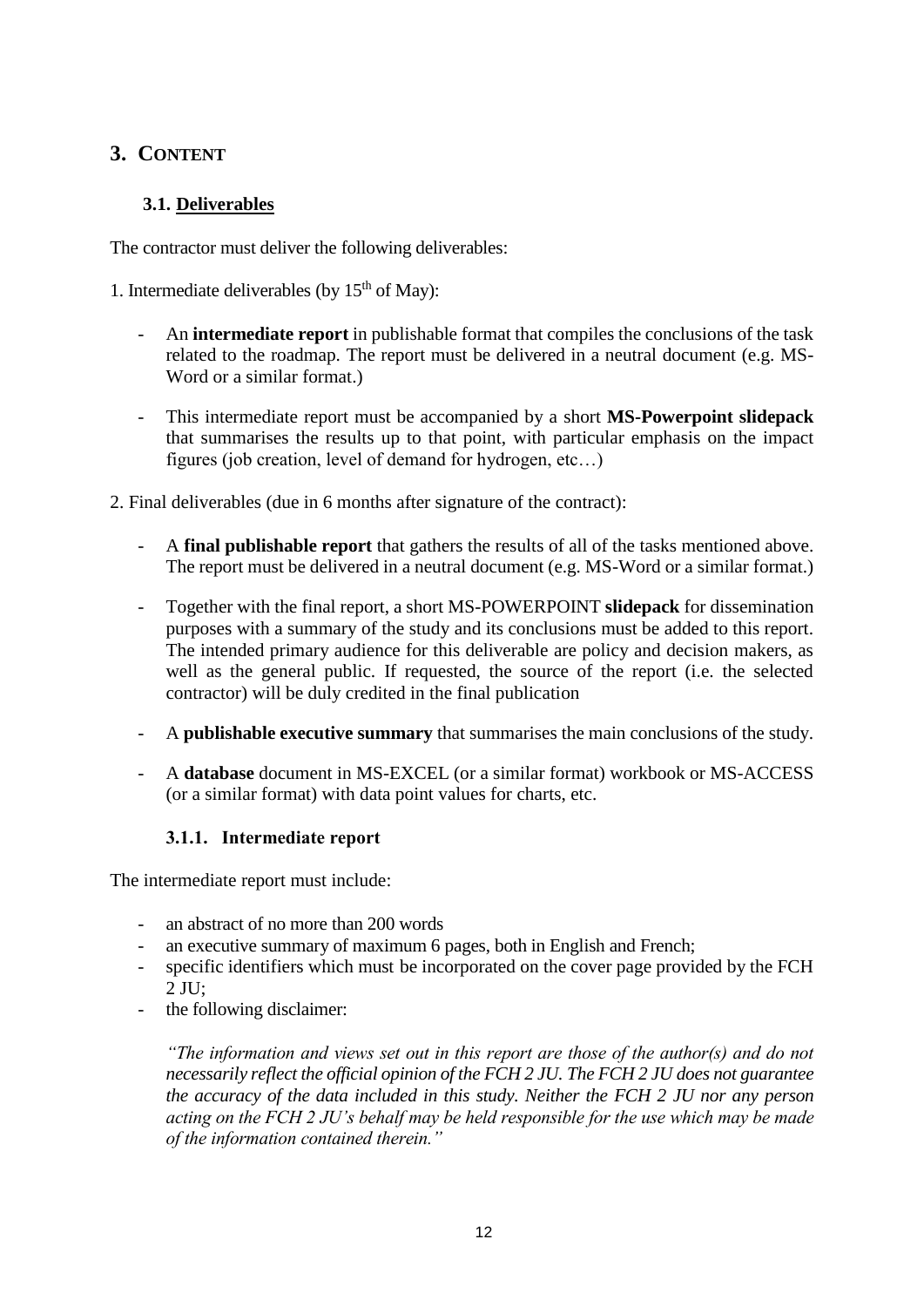# 3. CONTENT

## 3.1. Deliverables

The contractor must deliver the following deliverables:

1. Intermediate deliverables (by 15th of May):

- An **intermediate report** in publishable format that compiles the conclusions of the task related to the roadmap. The report must be delivered in a neutral document (e.g. MS-Word or a similar format.)

- This intermediate report must be accompanied by a short **MS-Powerpoint slidepack** that summarises the results up to that point, with particular emphasis on the impact figures (job creation, level of demand for hydrogen, etc…)

2. Final deliverables (due in 6 months after signature of the contract):

- A **final publishable report** that gathers the results of all of the tasks mentioned above. The report must be delivered in a neutral document (e.g. MS-Word or a similar format.)

- Together with the final report, a short MS-POWERPOINT **slidepack** for dissemination purposes with a summary of the study and its conclusions must be added to this report. The intended primary audience for this deliverable are policy and decision makers, as well as the general public. If requested, the source of the report (i.e. the selected contractor) will be duly credited in the final publication

- A **publishable executive summary** that summarises the main conclusions of the study.

- A **database** document in MS-EXCEL (or a similar format) workbook or MS-ACCESS (or a similar format) with data point values for charts, etc.

### 3.1.1. Intermediate report

The intermediate report must include:

- an abstract of no more than 200 words
- an executive summary of maximum 6 pages, both in English and French;
- specific identifiers which must be incorporated on the cover page provided by the FCH 2 JU;
- the following disclaimer:

*"The information and views set out in this report are those of the author(s) and do not necessarily reflect the official opinion of the FCH 2 JU. The FCH 2 JU does not guarantee the accuracy of the data included in this study. Neither the FCH 2 JU nor any person acting on the FCH 2 JU's behalf may be held responsible for the use which may be made of the information contained therein."*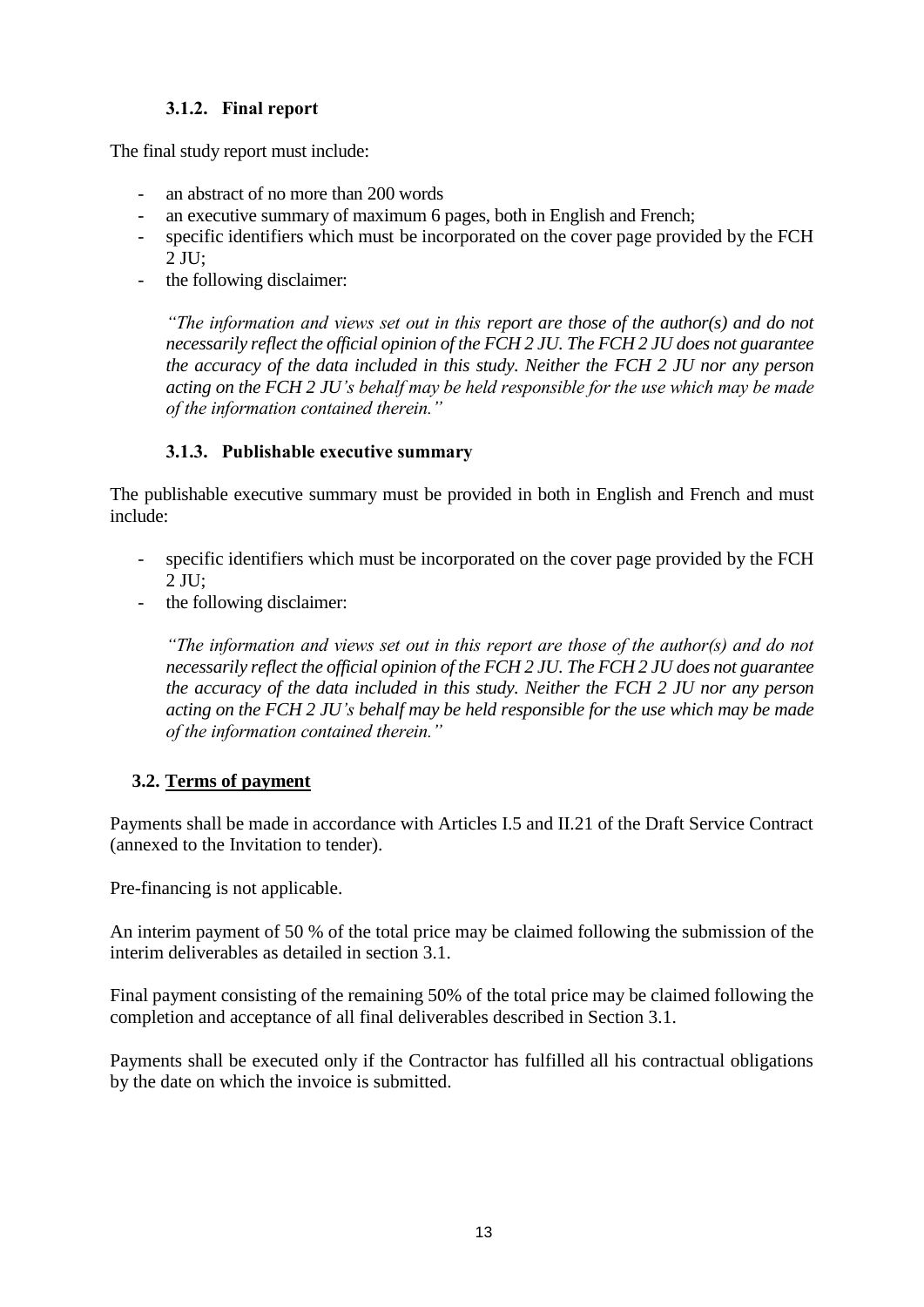#### 3.1.2. Final report

The final study report must include:

- an abstract of no more than 200 words
- an executive summary of maximum 6 pages, both in English and French;
- specific identifiers which must be incorporated on the cover page provided by the FCH 2 JU;
- the following disclaimer:

  *"The information and views set out in this report are those of the author(s) and do not necessarily reflect the official opinion of the FCH 2 JU. The FCH 2 JU does not guarantee the accuracy of the data included in this study. Neither the FCH 2 JU nor any person acting on the FCH 2 JU's behalf may be held responsible for the use which may be made of the information contained therein."*

#### 3.1.3. Publishable executive summary

The publishable executive summary must be provided in both in English and French and must include:

- specific identifiers which must be incorporated on the cover page provided by the FCH 2 JU;
- the following disclaimer:

  *"The information and views set out in this report are those of the author(s) and do not necessarily reflect the official opinion of the FCH 2 JU. The FCH 2 JU does not guarantee the accuracy of the data included in this study. Neither the FCH 2 JU nor any person acting on the FCH 2 JU's behalf may be held responsible for the use which may be made of the information contained therein."*

### 3.2. Terms of payment

Payments shall be made in accordance with Articles I.5 and II.21 of the Draft Service Contract (annexed to the Invitation to tender).

Pre-financing is not applicable.

An interim payment of 50 % of the total price may be claimed following the submission of the interim deliverables as detailed in section 3.1.

Final payment consisting of the remaining 50% of the total price may be claimed following the completion and acceptance of all final deliverables described in Section 3.1.

Payments shall be executed only if the Contractor has fulfilled all his contractual obligations by the date on which the invoice is submitted.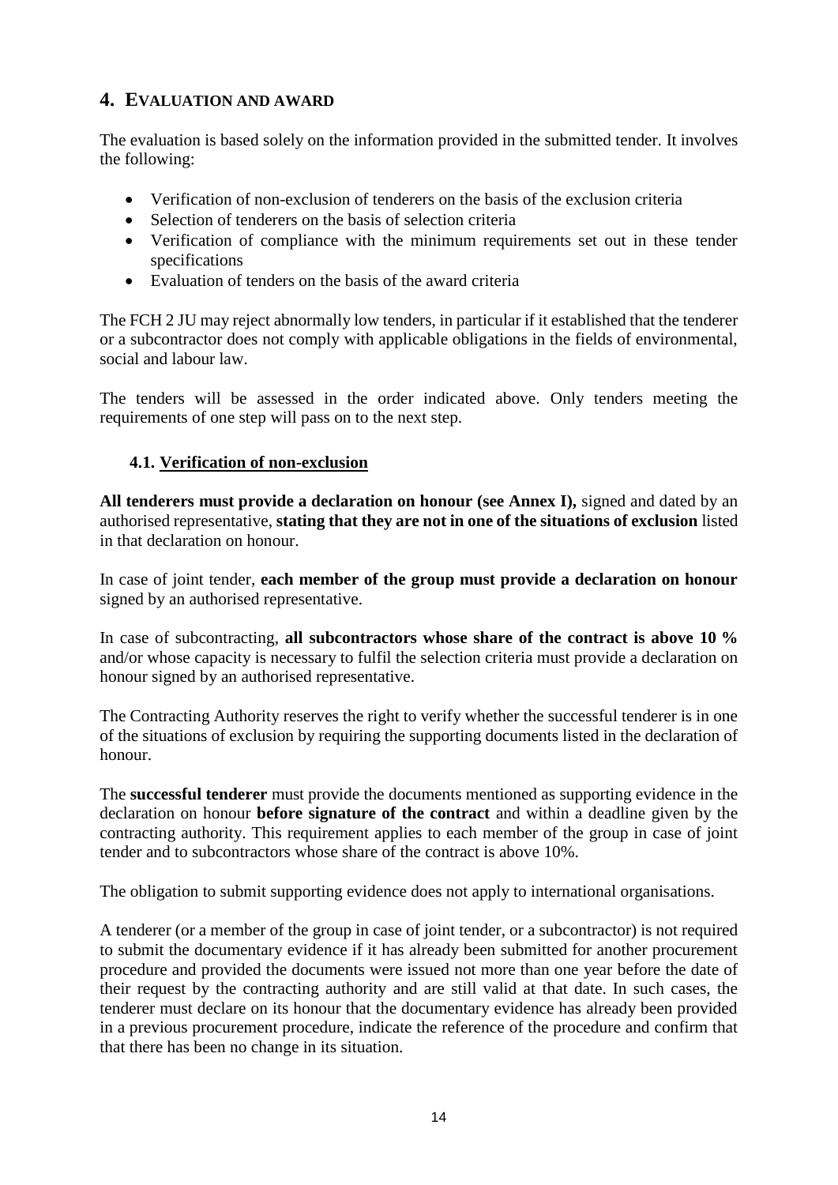## 4. EVALUATION AND AWARD

The evaluation is based solely on the information provided in the submitted tender. It involves the following:

- Verification of non-exclusion of tenderers on the basis of the exclusion criteria
- Selection of tenderers on the basis of selection criteria
- Verification of compliance with the minimum requirements set out in these tender specifications
- Evaluation of tenders on the basis of the award criteria

The FCH 2 JU may reject abnormally low tenders, in particular if it established that the tenderer or a subcontractor does not comply with applicable obligations in the fields of environmental, social and labour law.

The tenders will be assessed in the order indicated above. Only tenders meeting the requirements of one step will pass on to the next step.

### 4.1. Verification of non-exclusion

**All tenderers must provide a declaration on honour (see Annex I),** signed and dated by an authorised representative, **stating that they are not in one of the situations of exclusion** listed in that declaration on honour.

In case of joint tender, **each member of the group must provide a declaration on honour** signed by an authorised representative.

In case of subcontracting, **all subcontractors whose share of the contract is above 10 %** and/or whose capacity is necessary to fulfil the selection criteria must provide a declaration on honour signed by an authorised representative.

The Contracting Authority reserves the right to verify whether the successful tenderer is in one of the situations of exclusion by requiring the supporting documents listed in the declaration of honour.

The **successful tenderer** must provide the documents mentioned as supporting evidence in the declaration on honour **before signature of the contract** and within a deadline given by the contracting authority. This requirement applies to each member of the group in case of joint tender and to subcontractors whose share of the contract is above 10%.

The obligation to submit supporting evidence does not apply to international organisations.

A tenderer (or a member of the group in case of joint tender, or a subcontractor) is not required to submit the documentary evidence if it has already been submitted for another procurement procedure and provided the documents were issued not more than one year before the date of their request by the contracting authority and are still valid at that date. In such cases, the tenderer must declare on its honour that the documentary evidence has already been provided in a previous procurement procedure, indicate the reference of the procedure and confirm that that there has been no change in its situation.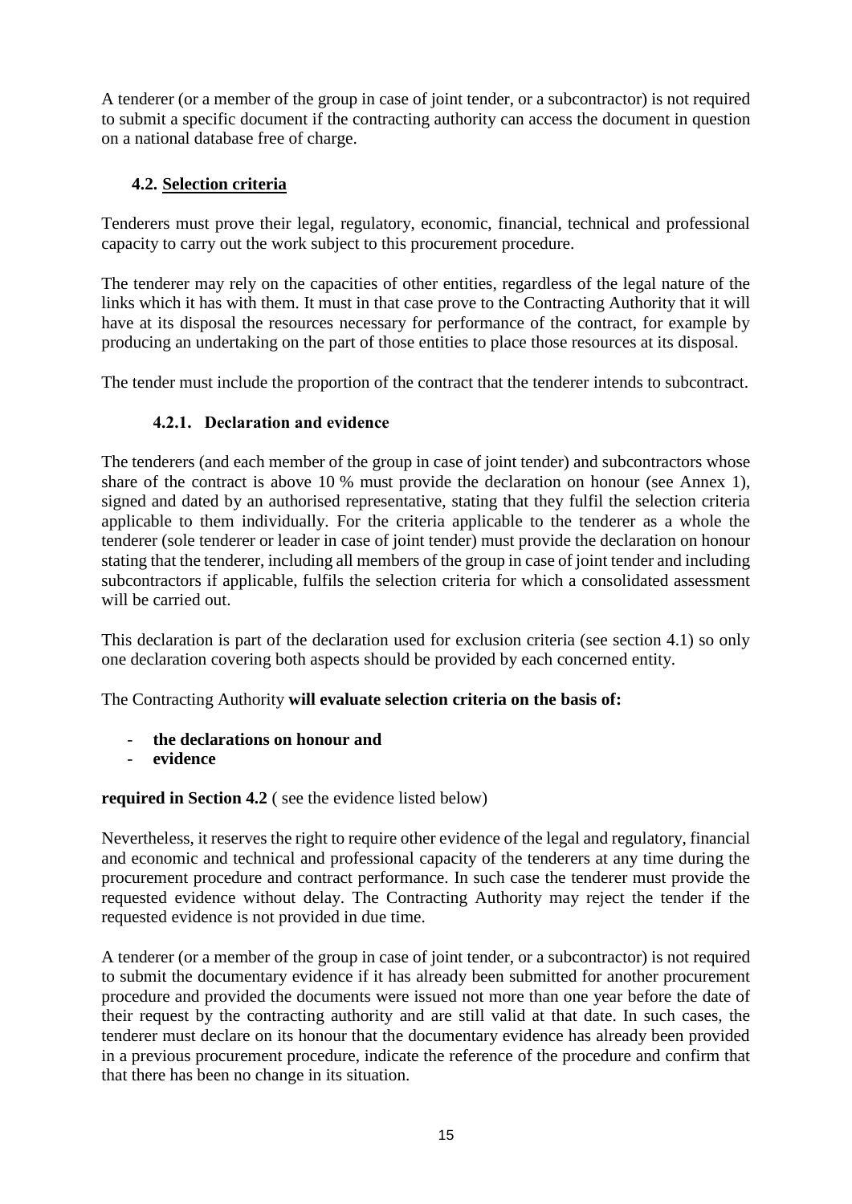A tenderer (or a member of the group in case of joint tender, or a subcontractor) is not required to submit a specific document if the contracting authority can access the document in question on a national database free of charge.

## 4.2. Selection criteria

Tenderers must prove their legal, regulatory, economic, financial, technical and professional capacity to carry out the work subject to this procurement procedure.

The tenderer may rely on the capacities of other entities, regardless of the legal nature of the links which it has with them. It must in that case prove to the Contracting Authority that it will have at its disposal the resources necessary for performance of the contract, for example by producing an undertaking on the part of those entities to place those resources at its disposal.

The tender must include the proportion of the contract that the tenderer intends to subcontract.

### 4.2.1. Declaration and evidence

The tenderers (and each member of the group in case of joint tender) and subcontractors whose share of the contract is above 10 % must provide the declaration on honour (see Annex 1), signed and dated by an authorised representative, stating that they fulfil the selection criteria applicable to them individually. For the criteria applicable to the tenderer as a whole the tenderer (sole tenderer or leader in case of joint tender) must provide the declaration on honour stating that the tenderer, including all members of the group in case of joint tender and including subcontractors if applicable, fulfils the selection criteria for which a consolidated assessment will be carried out.

This declaration is part of the declaration used for exclusion criteria (see section 4.1) so only one declaration covering both aspects should be provided by each concerned entity.

The Contracting Authority **will evaluate selection criteria on the basis of:**

- **the declarations on honour and**
- **evidence**

**required in Section 4.2** ( see the evidence listed below)

Nevertheless, it reserves the right to require other evidence of the legal and regulatory, financial and economic and technical and professional capacity of the tenderers at any time during the procurement procedure and contract performance. In such case the tenderer must provide the requested evidence without delay. The Contracting Authority may reject the tender if the requested evidence is not provided in due time.

A tenderer (or a member of the group in case of joint tender, or a subcontractor) is not required to submit the documentary evidence if it has already been submitted for another procurement procedure and provided the documents were issued not more than one year before the date of their request by the contracting authority and are still valid at that date. In such cases, the tenderer must declare on its honour that the documentary evidence has already been provided in a previous procurement procedure, indicate the reference of the procedure and confirm that that there has been no change in its situation.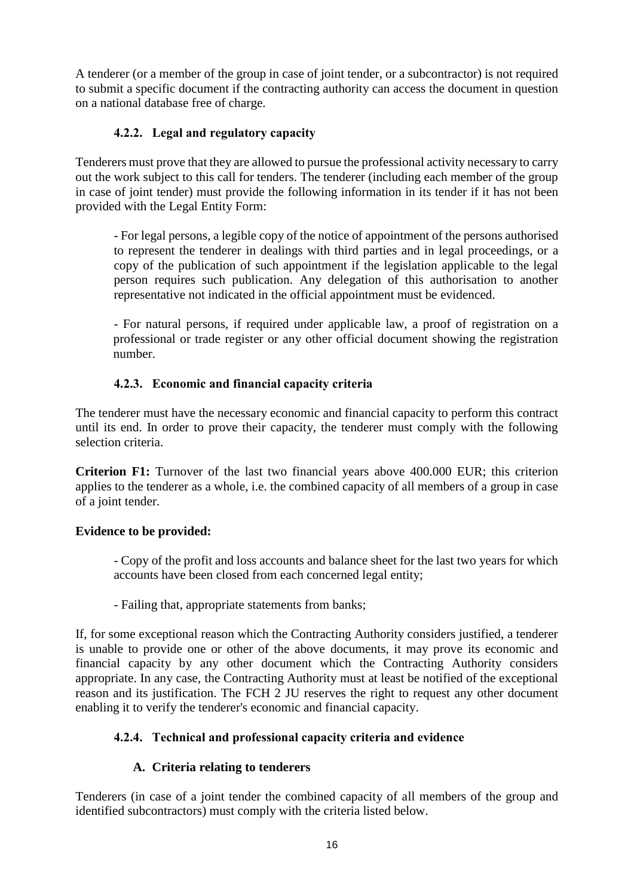A tenderer (or a member of the group in case of joint tender, or a subcontractor) is not required to submit a specific document if the contracting authority can access the document in question on a national database free of charge.

### 4.2.2. Legal and regulatory capacity

Tenderers must prove that they are allowed to pursue the professional activity necessary to carry out the work subject to this call for tenders. The tenderer (including each member of the group in case of joint tender) must provide the following information in its tender if it has not been provided with the Legal Entity Form:

- For legal persons, a legible copy of the notice of appointment of the persons authorised to represent the tenderer in dealings with third parties and in legal proceedings, or a copy of the publication of such appointment if the legislation applicable to the legal person requires such publication. Any delegation of this authorisation to another representative not indicated in the official appointment must be evidenced.

- For natural persons, if required under applicable law, a proof of registration on a professional or trade register or any other official document showing the registration number.

### 4.2.3. Economic and financial capacity criteria

The tenderer must have the necessary economic and financial capacity to perform this contract until its end. In order to prove their capacity, the tenderer must comply with the following selection criteria.

**Criterion F1:** Turnover of the last two financial years above 400.000 EUR; this criterion applies to the tenderer as a whole, i.e. the combined capacity of all members of a group in case of a joint tender.

**Evidence to be provided:**

- Copy of the profit and loss accounts and balance sheet for the last two years for which accounts have been closed from each concerned legal entity;

- Failing that, appropriate statements from banks;

If, for some exceptional reason which the Contracting Authority considers justified, a tenderer is unable to provide one or other of the above documents, it may prove its economic and financial capacity by any other document which the Contracting Authority considers appropriate. In any case, the Contracting Authority must at least be notified of the exceptional reason and its justification. The FCH 2 JU reserves the right to request any other document enabling it to verify the tenderer's economic and financial capacity.

### 4.2.4. Technical and professional capacity criteria and evidence

#### A. Criteria relating to tenderers

Tenderers (in case of a joint tender the combined capacity of all members of the group and identified subcontractors) must comply with the criteria listed below.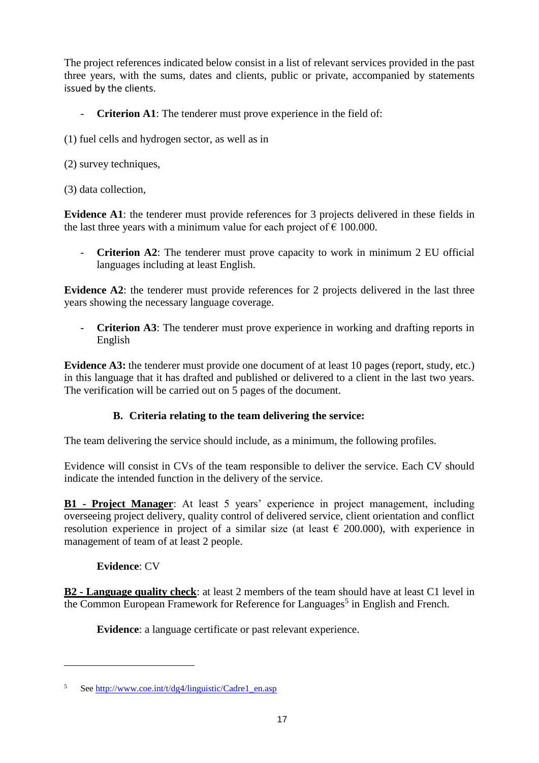The project references indicated below consist in a list of relevant services provided in the past three years, with the sums, dates and clients, public or private, accompanied by statements issued by the clients.

- **Criterion A1**: The tenderer must prove experience in the field of:

(1) fuel cells and hydrogen sector, as well as in

(2) survey techniques,

(3) data collection,

**Evidence A1**: the tenderer must provide references for 3 projects delivered in these fields in the last three years with a minimum value for each project of € 100.000.

- **Criterion A2**: The tenderer must prove capacity to work in minimum 2 EU official languages including at least English.

**Evidence A2**: the tenderer must provide references for 2 projects delivered in the last three years showing the necessary language coverage.

- **Criterion A3**: The tenderer must prove experience in working and drafting reports in English

**Evidence A3:** the tenderer must provide one document of at least 10 pages (report, study, etc.) in this language that it has drafted and published or delivered to a client in the last two years. The verification will be carried out on 5 pages of the document.

### B. Criteria relating to the team delivering the service:

The team delivering the service should include, as a minimum, the following profiles.

Evidence will consist in CVs of the team responsible to deliver the service. Each CV should indicate the intended function in the delivery of the service.

**B1 - Project Manager**: At least 5 years' experience in project management, including overseeing project delivery, quality control of delivered service, client orientation and conflict resolution experience in project of a similar size (at least € 200.000), with experience in management of team of at least 2 people.

**Evidence**: CV

**B2 - Language quality check**: at least 2 members of the team should have at least C1 level in the Common European Framework for Reference for Languages[5] in English and French.

**Evidence**: a language certificate or past relevant experience.

---

[5] See http://www.coe.int/t/dg4/linguistic/Cadre1_en.asp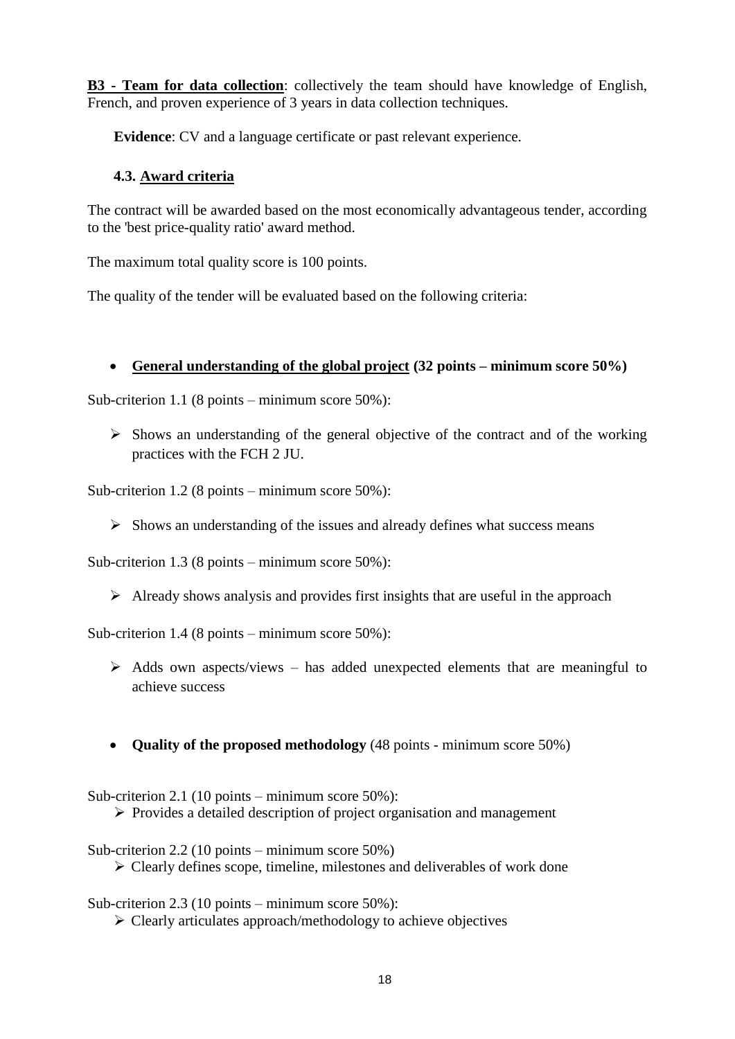**B3 - Team for data collection**: collectively the team should have knowledge of English, French, and proven experience of 3 years in data collection techniques.

**Evidence**: CV and a language certificate or past relevant experience.

### 4.3. Award criteria

The contract will be awarded based on the most economically advantageous tender, according to the 'best price-quality ratio' award method.

The maximum total quality score is 100 points.

The quality of the tender will be evaluated based on the following criteria:

- **General understanding of the global project (32 points – minimum score 50%)**

Sub-criterion 1.1 (8 points – minimum score 50%):

- Shows an understanding of the general objective of the contract and of the working practices with the FCH 2 JU.

Sub-criterion 1.2 (8 points – minimum score 50%):

- Shows an understanding of the issues and already defines what success means

Sub-criterion 1.3 (8 points – minimum score 50%):

- Already shows analysis and provides first insights that are useful in the approach

Sub-criterion 1.4 (8 points – minimum score 50%):

- Adds own aspects/views – has added unexpected elements that are meaningful to achieve success

- **Quality of the proposed methodology** (48 points - minimum score 50%)

Sub-criterion 2.1 (10 points – minimum score 50%):

- Provides a detailed description of project organisation and management

Sub-criterion 2.2 (10 points – minimum score 50%)

- Clearly defines scope, timeline, milestones and deliverables of work done

Sub-criterion 2.3 (10 points – minimum score 50%):

- Clearly articulates approach/methodology to achieve objectives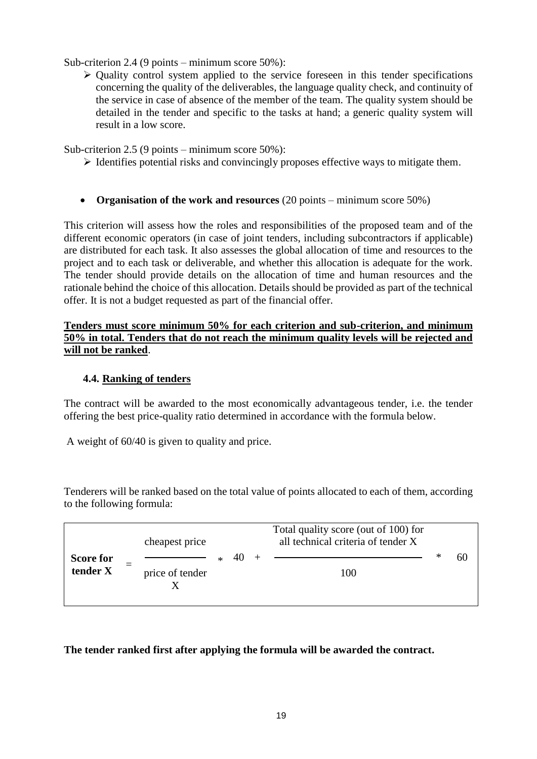Sub-criterion 2.4 (9 points – minimum score 50%):

- Quality control system applied to the service foreseen in this tender specifications concerning the quality of the deliverables, the language quality check, and continuity of the service in case of absence of the member of the team. The quality system should be detailed in the tender and specific to the tasks at hand; a generic quality system will result in a low score.

Sub-criterion 2.5 (9 points – minimum score 50%):

- Identifies potential risks and convincingly proposes effective ways to mitigate them.

- **Organisation of the work and resources** (20 points – minimum score 50%)

This criterion will assess how the roles and responsibilities of the proposed team and of the different economic operators (in case of joint tenders, including subcontractors if applicable) are distributed for each task. It also assesses the global allocation of time and resources to the project and to each task or deliverable, and whether this allocation is adequate for the work. The tender should provide details on the allocation of time and human resources and the rationale behind the choice of this allocation. Details should be provided as part of the technical offer. It is not a budget requested as part of the financial offer.

**Tenders must score minimum 50% for each criterion and sub-criterion, and minimum 50% in total. Tenders that do not reach the minimum quality levels will be rejected and will not be ranked**.

### 4.4. Ranking of tenders

The contract will be awarded to the most economically advantageous tender, i.e. the tender offering the best price-quality ratio determined in accordance with the formula below.

A weight of 60/40 is given to quality and price.

Tenderers will be ranked based on the total value of points allocated to each of them, according to the following formula:

$$\textbf{Score for tender X} = \frac{\text{cheapest price}}{\text{price of tender X}} * 40 + \frac{\text{Total quality score (out of 100) for all technical criteria of tender X}}{100} * 60$$

**The tender ranked first after applying the formula will be awarded the contract.**